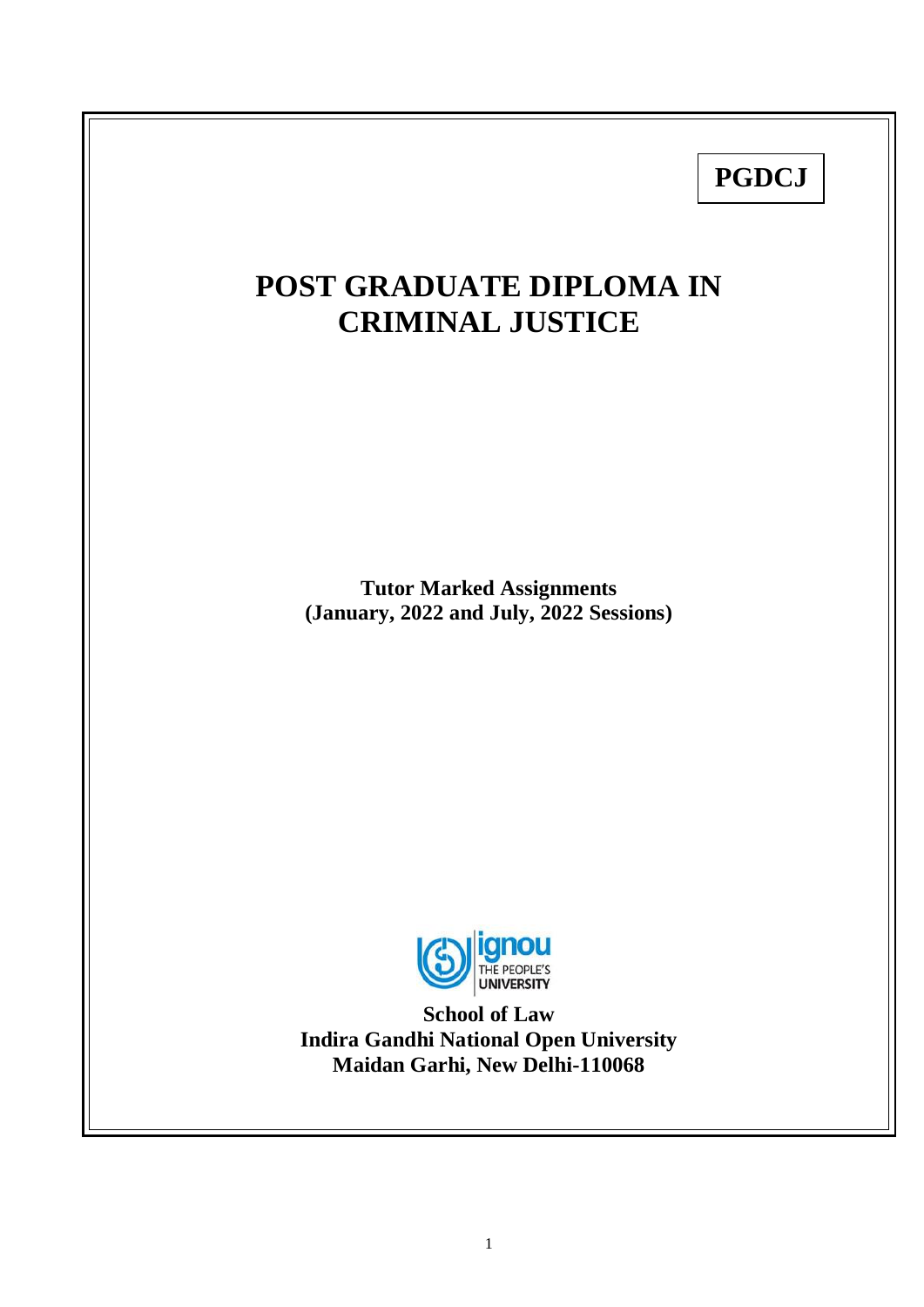**PGDCJ**

# POST GRADUATE DIPLOMA IN CRIMINAL JUSTICE

**Tutor Marked Assignments**
**(January, 2022 and July, 2022 Sessions)**

**School of Law**
**Indira Gandhi National Open University**
**Maidan Garhi, New Delhi-110068**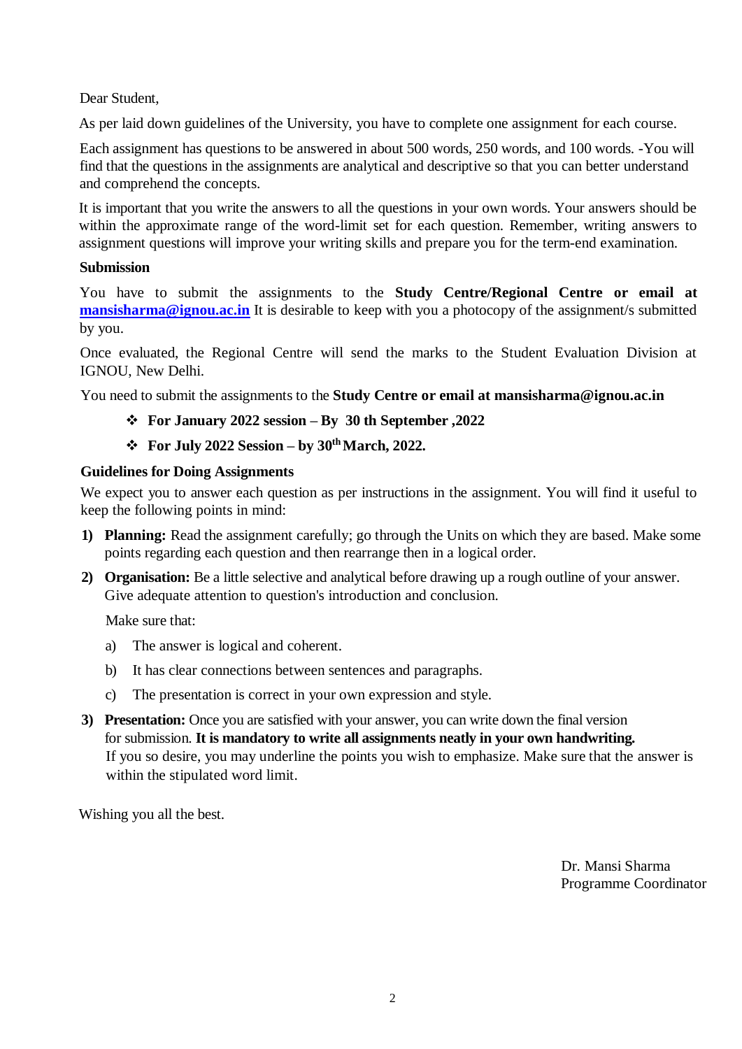Dear Student,

As per laid down guidelines of the University, you have to complete one assignment for each course.

Each assignment has questions to be answered in about 500 words, 250 words, and 100 words. -You will find that the questions in the assignments are analytical and descriptive so that you can better understand and comprehend the concepts.

It is important that you write the answers to all the questions in your own words. Your answers should be within the approximate range of the word-limit set for each question. Remember, writing answers to assignment questions will improve your writing skills and prepare you for the term-end examination.

**Submission**

You have to submit the assignments to the **Study Centre/Regional Centre or email at [mansisharma@ignou.ac.in](mailto:mansisharma@ignou.ac.in)** It is desirable to keep with you a photocopy of the assignment/s submitted by you.

Once evaluated, the Regional Centre will send the marks to the Student Evaluation Division at IGNOU, New Delhi.

You need to submit the assignments to the **Study Centre or email at mansisharma@ignou.ac.in**

- **For January 2022 session – By 30 th September ,2022**
- **For July 2022 Session – by 30th March, 2022.**

**Guidelines for Doing Assignments**

We expect you to answer each question as per instructions in the assignment. You will find it useful to keep the following points in mind:

1) **Planning:** Read the assignment carefully; go through the Units on which they are based. Make some points regarding each question and then rearrange then in a logical order.

2) **Organisation:** Be a little selective and analytical before drawing up a rough outline of your answer. Give adequate attention to question's introduction and conclusion.

   Make sure that:

   a) The answer is logical and coherent.

   b) It has clear connections between sentences and paragraphs.

   c) The presentation is correct in your own expression and style.

3) **Presentation:** Once you are satisfied with your answer, you can write down the final version for submission. **It is mandatory to write all assignments neatly in your own handwriting.** If you so desire, you may underline the points you wish to emphasize. Make sure that the answer is within the stipulated word limit.

Wishing you all the best.

Dr. Mansi Sharma
Programme Coordinator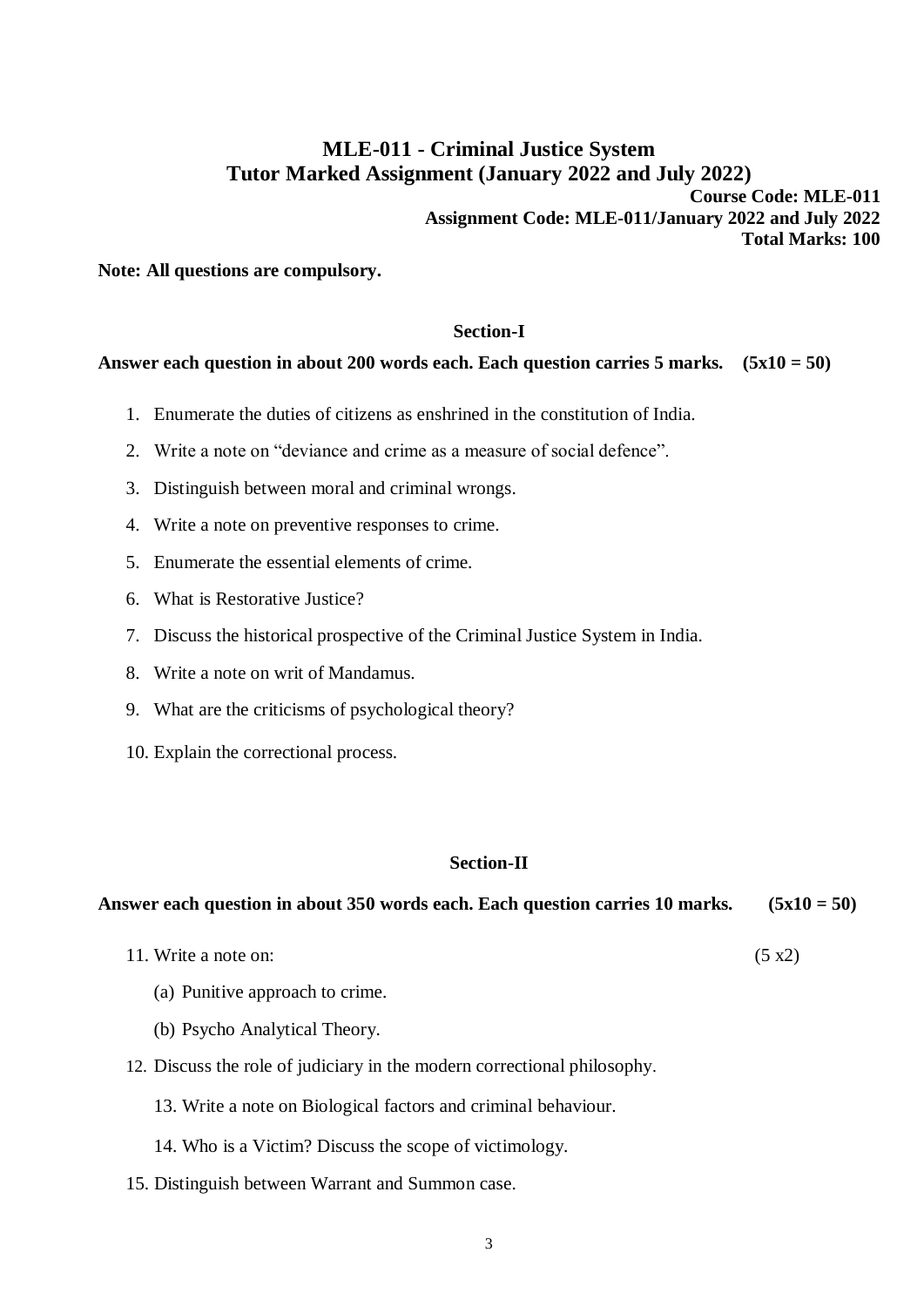# MLE-011 - Criminal Justice System
## Tutor Marked Assignment (January 2022 and July 2022)

**Course Code: MLE-011**
**Assignment Code: MLE-011/January 2022 and July 2022**
**Total Marks: 100**

**Note: All questions are compulsory.**

### Section-I

**Answer each question in about 200 words each. Each question carries 5 marks. (5x10 = 50)**

1. Enumerate the duties of citizens as enshrined in the constitution of India.
2. Write a note on "deviance and crime as a measure of social defence".
3. Distinguish between moral and criminal wrongs.
4. Write a note on preventive responses to crime.
5. Enumerate the essential elements of crime.
6. What is Restorative Justice?
7. Discuss the historical prospective of the Criminal Justice System in India.
8. Write a note on writ of Mandamus.
9. What are the criticisms of psychological theory?
10. Explain the correctional process.

### Section-II

**Answer each question in about 350 words each. Each question carries 10 marks. (5x10 = 50)**

11. Write a note on: (5 x2)
    (a) Punitive approach to crime.
    (b) Psycho Analytical Theory.
12. Discuss the role of judiciary in the modern correctional philosophy.
13. Write a note on Biological factors and criminal behaviour.
14. Who is a Victim? Discuss the scope of victimology.
15. Distinguish between Warrant and Summon case.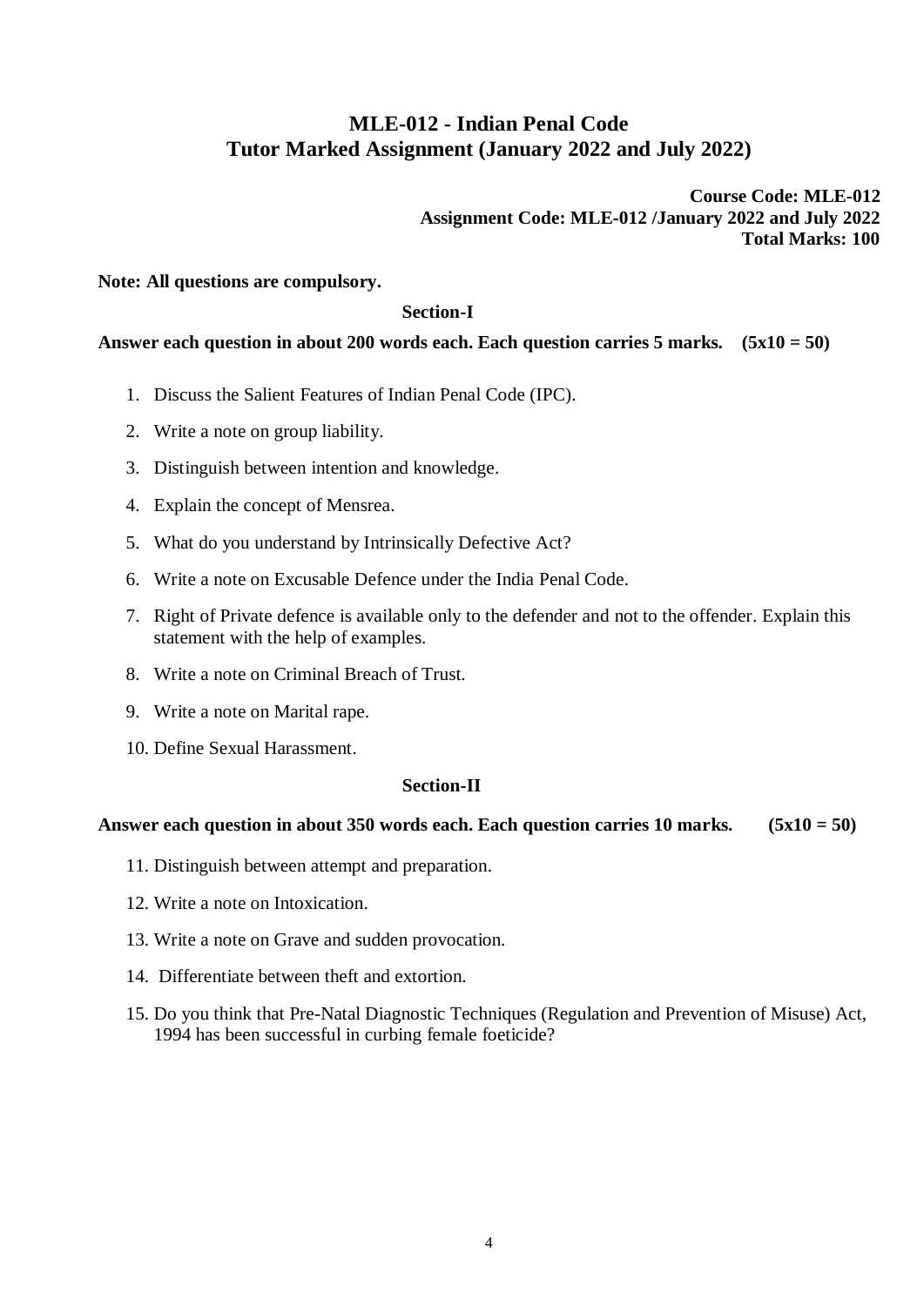# MLE-012 - Indian Penal Code
# Tutor Marked Assignment (January 2022 and July 2022)

**Course Code: MLE-012**
**Assignment Code: MLE-012 /January 2022 and July 2022**
**Total Marks: 100**

**Note: All questions are compulsory.**

## Section-I

**Answer each question in about 200 words each. Each question carries 5 marks. (5x10 = 50)**

1. Discuss the Salient Features of Indian Penal Code (IPC).
2. Write a note on group liability.
3. Distinguish between intention and knowledge.
4. Explain the concept of Mensrea.
5. What do you understand by Intrinsically Defective Act?
6. Write a note on Excusable Defence under the India Penal Code.
7. Right of Private defence is available only to the defender and not to the offender. Explain this statement with the help of examples.
8. Write a note on Criminal Breach of Trust.
9. Write a note on Marital rape.
10. Define Sexual Harassment.

## Section-II

**Answer each question in about 350 words each. Each question carries 10 marks. (5x10 = 50)**

11. Distinguish between attempt and preparation.
12. Write a note on Intoxication.
13. Write a note on Grave and sudden provocation.
14. Differentiate between theft and extortion.
15. Do you think that Pre-Natal Diagnostic Techniques (Regulation and Prevention of Misuse) Act, 1994 has been successful in curbing female foeticide?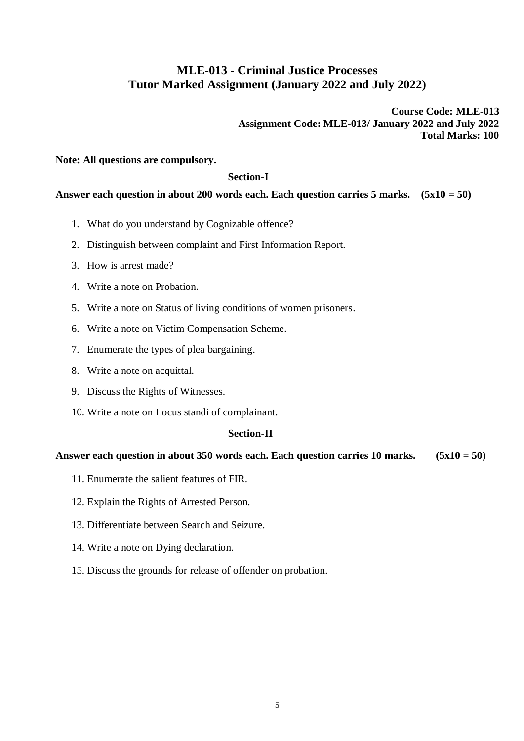# MLE-013 - Criminal Justice Processes
## Tutor Marked Assignment (January 2022 and July 2022)

**Course Code: MLE-013**
**Assignment Code: MLE-013/ January 2022 and July 2022**
**Total Marks: 100**

**Note: All questions are compulsory.**

### Section-I

**Answer each question in about 200 words each. Each question carries 5 marks. (5x10 = 50)**

1. What do you understand by Cognizable offence?
2. Distinguish between complaint and First Information Report.
3. How is arrest made?
4. Write a note on Probation.
5. Write a note on Status of living conditions of women prisoners.
6. Write a note on Victim Compensation Scheme.
7. Enumerate the types of plea bargaining.
8. Write a note on acquittal.
9. Discuss the Rights of Witnesses.
10. Write a note on Locus standi of complainant.

### Section-II

**Answer each question in about 350 words each. Each question carries 10 marks. (5x10 = 50)**

11. Enumerate the salient features of FIR.
12. Explain the Rights of Arrested Person.
13. Differentiate between Search and Seizure.
14. Write a note on Dying declaration.
15. Discuss the grounds for release of offender on probation.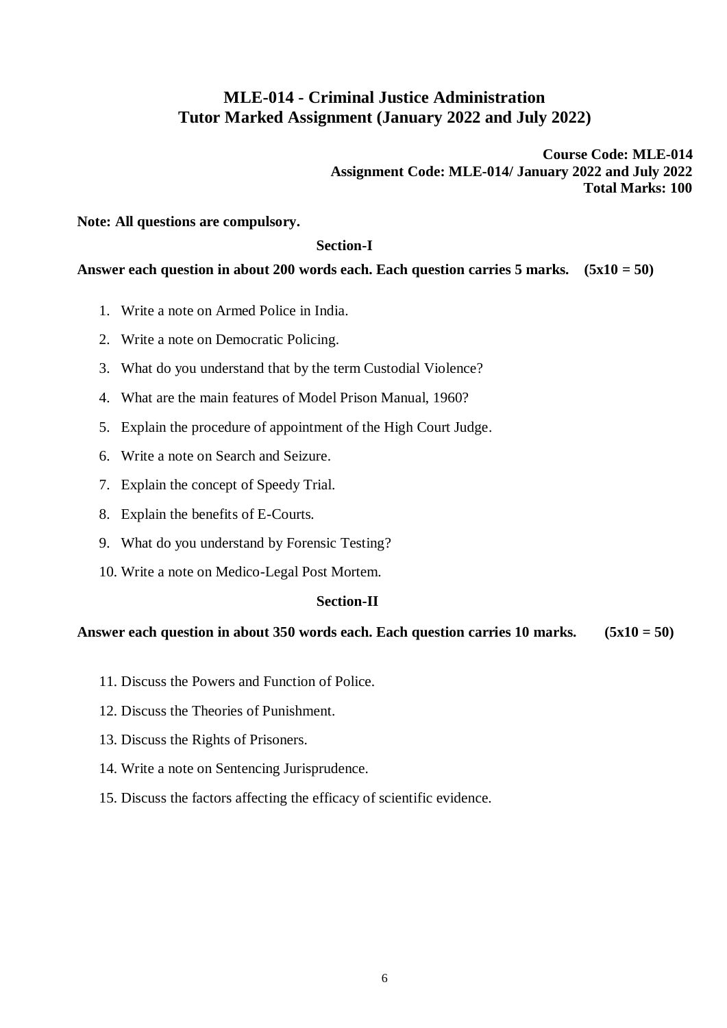# MLE-014 - Criminal Justice Administration
# Tutor Marked Assignment (January 2022 and July 2022)

**Course Code: MLE-014**
**Assignment Code: MLE-014/ January 2022 and July 2022**
**Total Marks: 100**

**Note: All questions are compulsory.**

## Section-I

**Answer each question in about 200 words each. Each question carries 5 marks. (5x10 = 50)**

1. Write a note on Armed Police in India.
2. Write a note on Democratic Policing.
3. What do you understand that by the term Custodial Violence?
4. What are the main features of Model Prison Manual, 1960?
5. Explain the procedure of appointment of the High Court Judge.
6. Write a note on Search and Seizure.
7. Explain the concept of Speedy Trial.
8. Explain the benefits of E-Courts.
9. What do you understand by Forensic Testing?
10. Write a note on Medico-Legal Post Mortem.

## Section-II

**Answer each question in about 350 words each. Each question carries 10 marks. (5x10 = 50)**

11. Discuss the Powers and Function of Police.
12. Discuss the Theories of Punishment.
13. Discuss the Rights of Prisoners.
14. Write a note on Sentencing Jurisprudence.
15. Discuss the factors affecting the efficacy of scientific evidence.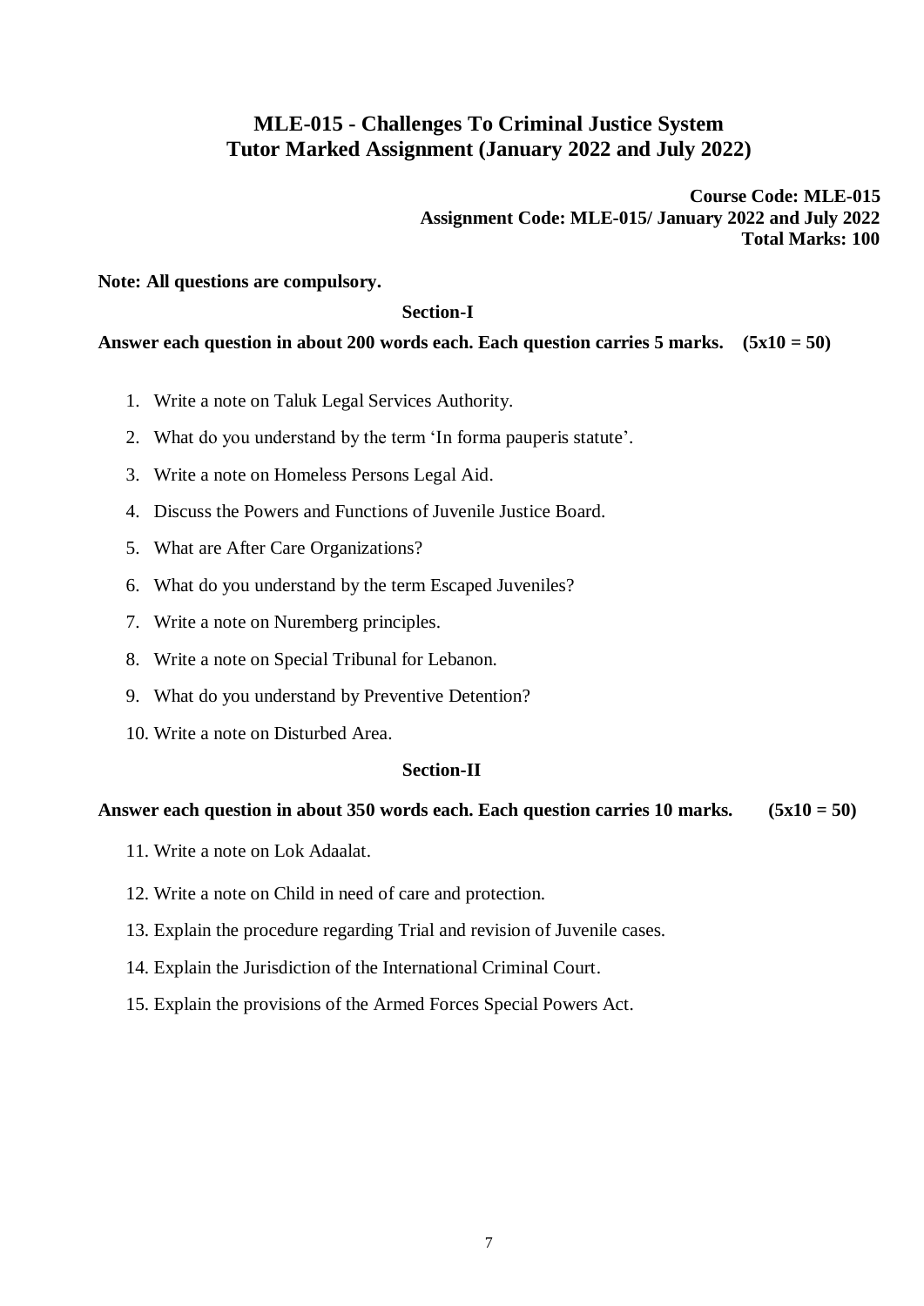# MLE-015 - Challenges To Criminal Justice System
# Tutor Marked Assignment (January 2022 and July 2022)

**Course Code: MLE-015**
**Assignment Code: MLE-015/ January 2022 and July 2022**
**Total Marks: 100**

**Note: All questions are compulsory.**

## Section-I

**Answer each question in about 200 words each. Each question carries 5 marks. (5x10 = 50)**

1. Write a note on Taluk Legal Services Authority.
2. What do you understand by the term 'In forma pauperis statute'.
3. Write a note on Homeless Persons Legal Aid.
4. Discuss the Powers and Functions of Juvenile Justice Board.
5. What are After Care Organizations?
6. What do you understand by the term Escaped Juveniles?
7. Write a note on Nuremberg principles.
8. Write a note on Special Tribunal for Lebanon.
9. What do you understand by Preventive Detention?
10. Write a note on Disturbed Area.

## Section-II

**Answer each question in about 350 words each. Each question carries 10 marks. (5x10 = 50)**

11. Write a note on Lok Adaalat.
12. Write a note on Child in need of care and protection.
13. Explain the procedure regarding Trial and revision of Juvenile cases.
14. Explain the Jurisdiction of the International Criminal Court.
15. Explain the provisions of the Armed Forces Special Powers Act.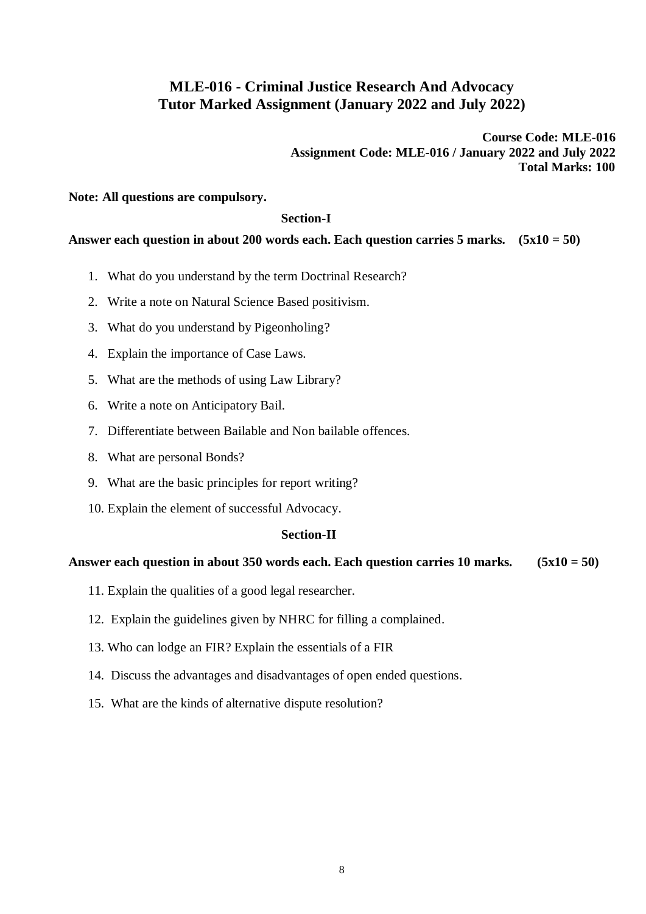# MLE-016 - Criminal Justice Research And Advocacy
## Tutor Marked Assignment (January 2022 and July 2022)

**Course Code: MLE-016**
**Assignment Code: MLE-016 / January 2022 and July 2022**
**Total Marks: 100**

**Note: All questions are compulsory.**

### Section-I

**Answer each question in about 200 words each. Each question carries 5 marks. (5x10 = 50)**

1. What do you understand by the term Doctrinal Research?
2. Write a note on Natural Science Based positivism.
3. What do you understand by Pigeonholing?
4. Explain the importance of Case Laws.
5. What are the methods of using Law Library?
6. Write a note on Anticipatory Bail.
7. Differentiate between Bailable and Non bailable offences.
8. What are personal Bonds?
9. What are the basic principles for report writing?
10. Explain the element of successful Advocacy.

### Section-II

**Answer each question in about 350 words each. Each question carries 10 marks. (5x10 = 50)**

11. Explain the qualities of a good legal researcher.
12. Explain the guidelines given by NHRC for filling a complained.
13. Who can lodge an FIR? Explain the essentials of a FIR
14. Discuss the advantages and disadvantages of open ended questions.
15. What are the kinds of alternative dispute resolution?